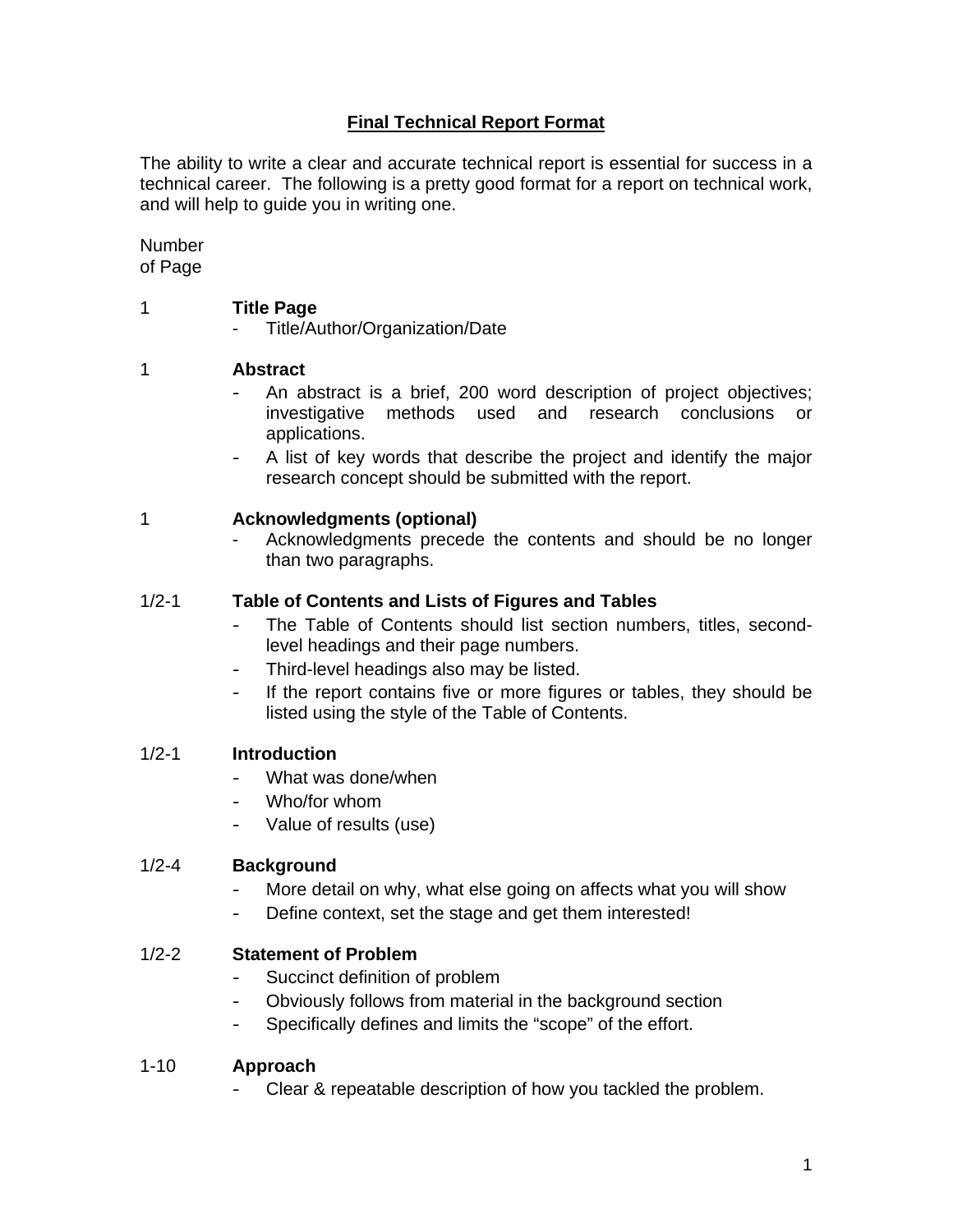# Final Technical Report Format

The ability to write a clear and accurate technical report is essential for success in a technical career. The following is a pretty good format for a report on technical work, and will help to guide you in writing one.

Number of Page

1 **Title Page**

- Title/Author/Organization/Date

1 **Abstract**

- An abstract is a brief, 200 word description of project objectives; investigative methods used and research conclusions or applications.
- A list of key words that describe the project and identify the major research concept should be submitted with the report.

1 **Acknowledgments (optional)**

- Acknowledgments precede the contents and should be no longer than two paragraphs.

1/2-1 **Table of Contents and Lists of Figures and Tables**

- The Table of Contents should list section numbers, titles, second-level headings and their page numbers.
- Third-level headings also may be listed.
- If the report contains five or more figures or tables, they should be listed using the style of the Table of Contents.

1/2-1 **Introduction**

- What was done/when
- Who/for whom
- Value of results (use)

1/2-4 **Background**

- More detail on why, what else going on affects what you will show
- Define context, set the stage and get them interested!

1/2-2 **Statement of Problem**

- Succinct definition of problem
- Obviously follows from material in the background section
- Specifically defines and limits the "scope" of the effort.

1-10 **Approach**

- Clear & repeatable description of how you tackled the problem.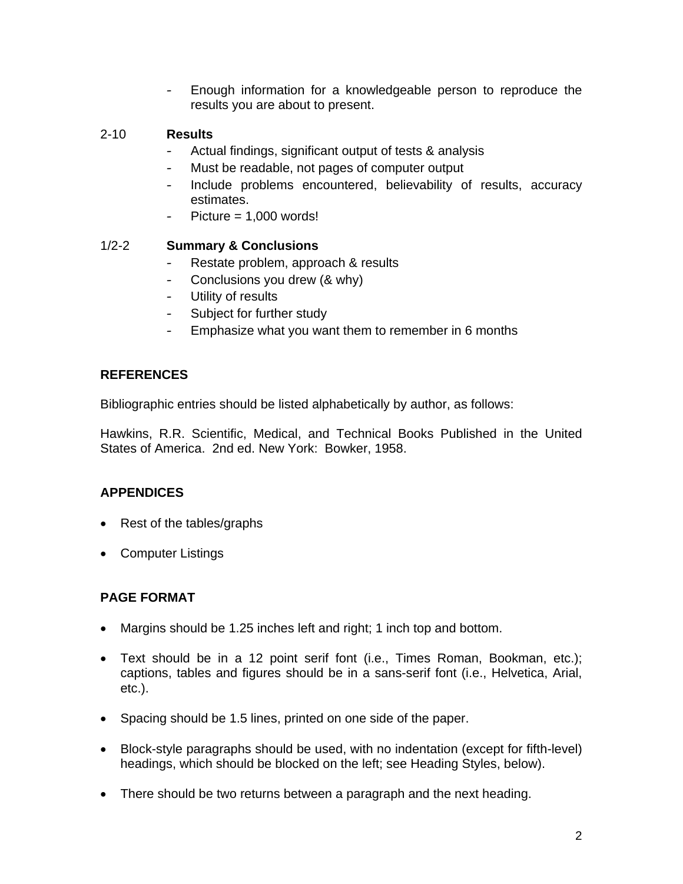- Enough information for a knowledgeable person to reproduce the results you are about to present.

2-10 **Results**

- Actual findings, significant output of tests & analysis
- Must be readable, not pages of computer output
- Include problems encountered, believability of results, accuracy estimates.
- Picture = 1,000 words!

1/2-2 **Summary & Conclusions**

- Restate problem, approach & results
- Conclusions you drew (& why)
- Utility of results
- Subject for further study
- Emphasize what you want them to remember in 6 months

## REFERENCES

Bibliographic entries should be listed alphabetically by author, as follows:

Hawkins, R.R. Scientific, Medical, and Technical Books Published in the United States of America. 2nd ed. New York: Bowker, 1958.

## APPENDICES

- Rest of the tables/graphs
- Computer Listings

## PAGE FORMAT

- Margins should be 1.25 inches left and right; 1 inch top and bottom.
- Text should be in a 12 point serif font (i.e., Times Roman, Bookman, etc.); captions, tables and figures should be in a sans-serif font (i.e., Helvetica, Arial, etc.).
- Spacing should be 1.5 lines, printed on one side of the paper.
- Block-style paragraphs should be used, with no indentation (except for fifth-level) headings, which should be blocked on the left; see Heading Styles, below).
- There should be two returns between a paragraph and the next heading.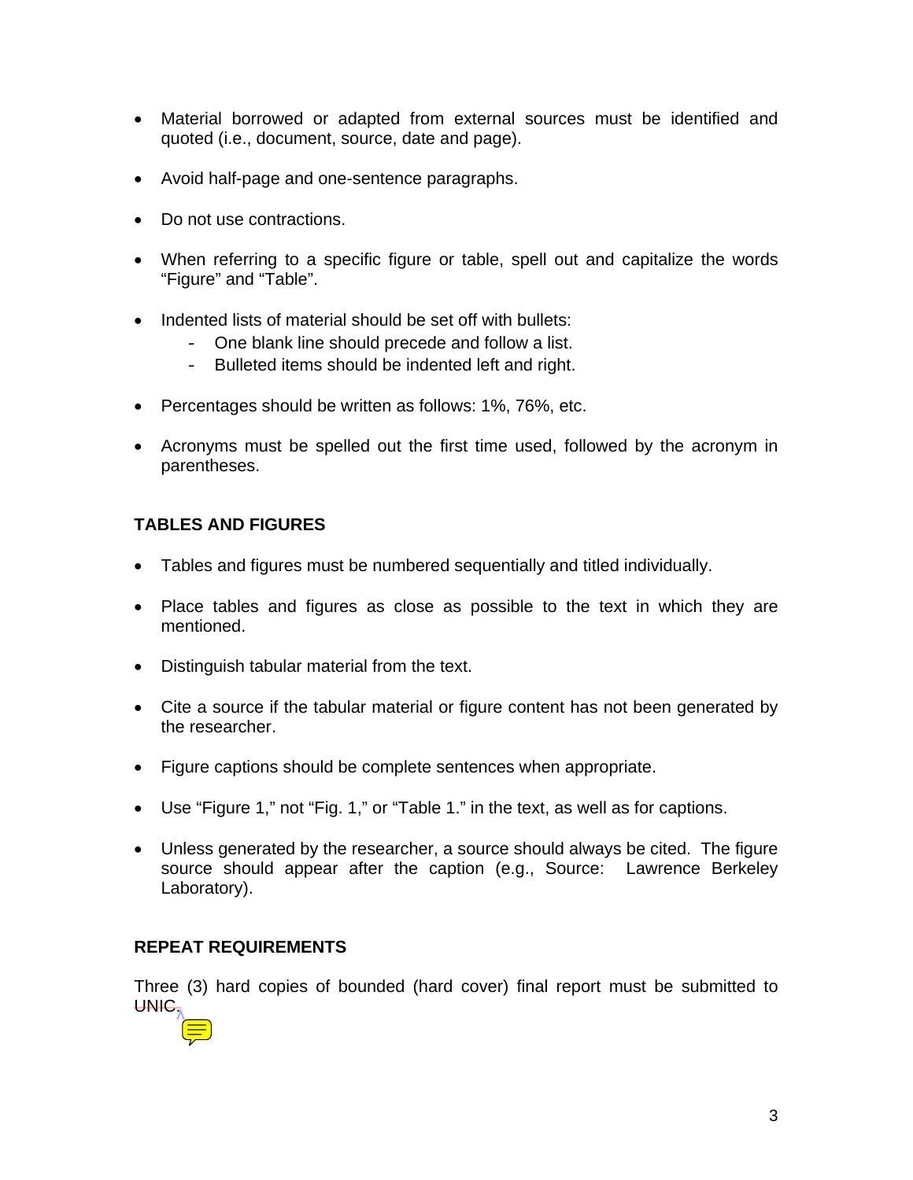- Material borrowed or adapted from external sources must be identified and quoted (i.e., document, source, date and page).

- Avoid half-page and one-sentence paragraphs.

- Do not use contractions.

- When referring to a specific figure or table, spell out and capitalize the words "Figure" and "Table".

- Indented lists of material should be set off with bullets:
  - One blank line should precede and follow a list.
  - Bulleted items should be indented left and right.

- Percentages should be written as follows: 1%, 76%, etc.

- Acronyms must be spelled out the first time used, followed by the acronym in parentheses.

**TABLES AND FIGURES**

- Tables and figures must be numbered sequentially and titled individually.

- Place tables and figures as close as possible to the text in which they are mentioned.

- Distinguish tabular material from the text.

- Cite a source if the tabular material or figure content has not been generated by the researcher.

- Figure captions should be complete sentences when appropriate.

- Use "Figure 1," not "Fig. 1," or "Table 1." in the text, as well as for captions.

- Unless generated by the researcher, a source should always be cited. The figure source should appear after the caption (e.g., Source: Lawrence Berkeley Laboratory).

**REPEAT REQUIREMENTS**

Three (3) hard copies of bounded (hard cover) final report must be submitted to UNIC.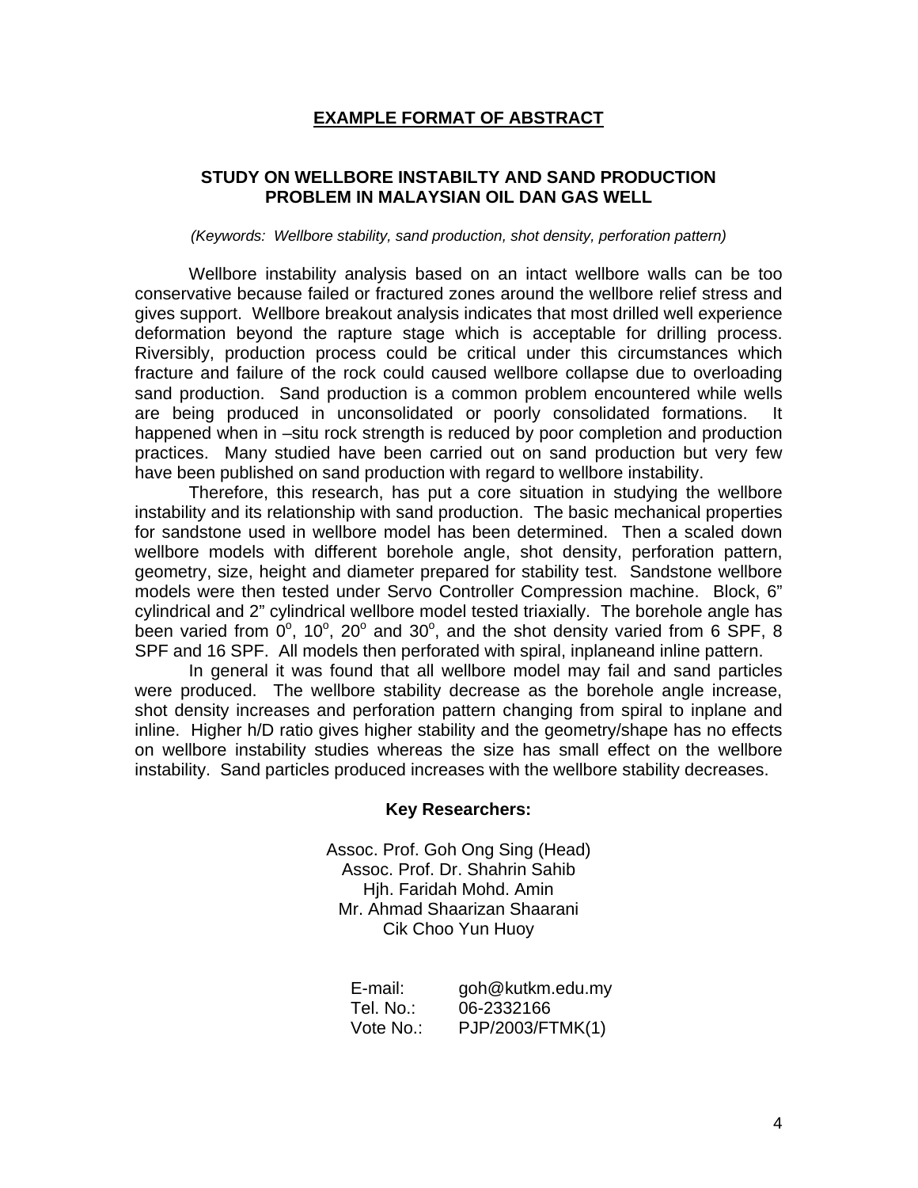## EXAMPLE FORMAT OF ABSTRACT

### STUDY ON WELLBORE INSTABILTY AND SAND PRODUCTION PROBLEM IN MALAYSIAN OIL DAN GAS WELL

*(Keywords: Wellbore stability, sand production, shot density, perforation pattern)*

Wellbore instability analysis based on an intact wellbore walls can be too conservative because failed or fractured zones around the wellbore relief stress and gives support. Wellbore breakout analysis indicates that most drilled well experience deformation beyond the rapture stage which is acceptable for drilling process. Riversibly, production process could be critical under this circumstances which fracture and failure of the rock could caused wellbore collapse due to overloading sand production. Sand production is a common problem encountered while wells are being produced in unconsolidated or poorly consolidated formations. It happened when in –situ rock strength is reduced by poor completion and production practices. Many studied have been carried out on sand production but very few have been published on sand production with regard to wellbore instability.

Therefore, this research, has put a core situation in studying the wellbore instability and its relationship with sand production. The basic mechanical properties for sandstone used in wellbore model has been determined. Then a scaled down wellbore models with different borehole angle, shot density, perforation pattern, geometry, size, height and diameter prepared for stability test. Sandstone wellbore models were then tested under Servo Controller Compression machine. Block, 6" cylindrical and 2" cylindrical wellbore model tested triaxially. The borehole angle has been varied from $0^o$, $10^o$, $20^o$ and $30^o$, and the shot density varied from 6 SPF, 8 SPF and 16 SPF. All models then perforated with spiral, inplaneand inline pattern.

In general it was found that all wellbore model may fail and sand particles were produced. The wellbore stability decrease as the borehole angle increase, shot density increases and perforation pattern changing from spiral to inplane and inline. Higher h/D ratio gives higher stability and the geometry/shape has no effects on wellbore instability studies whereas the size has small effect on the wellbore instability. Sand particles produced increases with the wellbore stability decreases.

**Key Researchers:**

Assoc. Prof. Goh Ong Sing (Head)
Assoc. Prof. Dr. Shahrin Sahib
Hjh. Faridah Mohd. Amin
Mr. Ahmad Shaarizan Shaarani
Cik Choo Yun Huoy

E-mail: goh@kutkm.edu.my
Tel. No.: 06-2332166
Vote No.: PJP/2003/FTMK(1)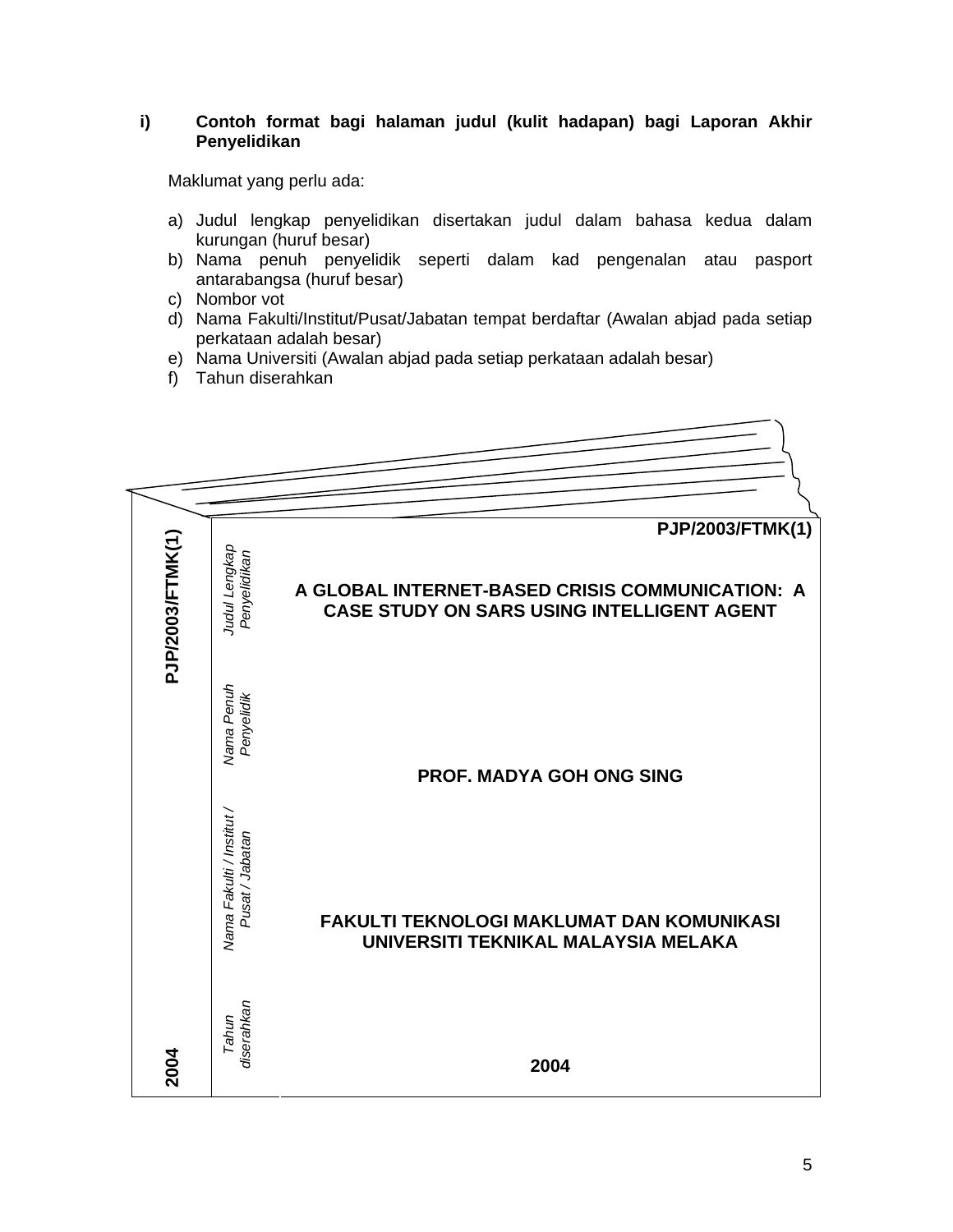**i) Contoh format bagi halaman judul (kulit hadapan) bagi Laporan Akhir Penyelidikan**

Maklumat yang perlu ada:

a) Judul lengkap penyelidikan disertakan judul dalam bahasa kedua dalam kurungan (huruf besar)
b) Nama penuh penyelidik seperti dalam kad pengenalan atau pasport antarabangsa (huruf besar)
c) Nombor vot
d) Nama Fakulti/Institut/Pusat/Jabatan tempat berdaftar (Awalan abjad pada setiap perkataan adalah besar)
e) Nama Universiti (Awalan abjad pada setiap perkataan adalah besar)
f) Tahun diserahkan

| Tulang buku | Label | Kulit hadapan |
|---|---|---|
| PJP/2003/FTMK(1) | | **PJP/2003/FTMK(1)** |
| | *Judul Lengkap Penyelidikan* | **A GLOBAL INTERNET-BASED CRISIS COMMUNICATION: A CASE STUDY ON SARS USING INTELLIGENT AGENT** |
| | *Nama Penuh Penyelidik* | **PROF. MADYA GOH ONG SING** |
| | *Nama Fakulti / Institut / Pusat / Jabatan* | **FAKULTI TEKNOLOGI MAKLUMAT DAN KOMUNIKASI UNIVERSITI TEKNIKAL MALAYSIA MELAKA** |
| 2004 | *Tahun diserahkan* | **2004** |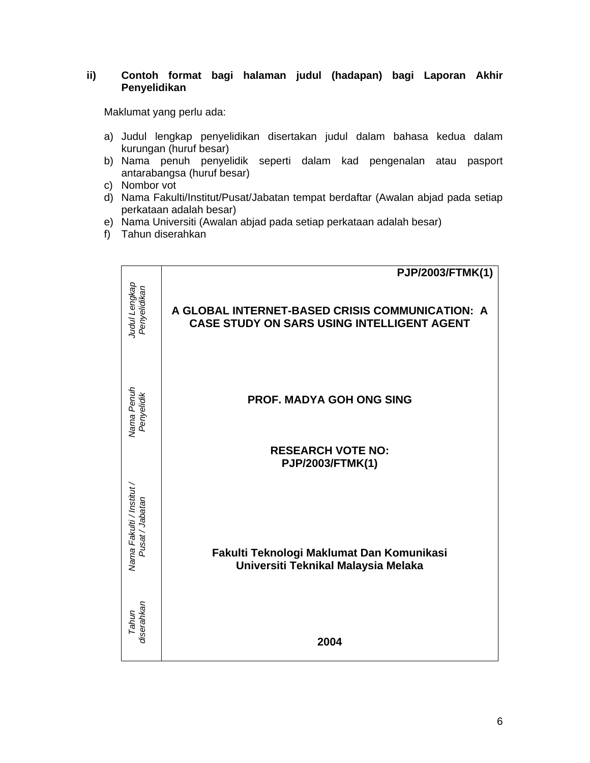**ii) Contoh format bagi halaman judul (hadapan) bagi Laporan Akhir Penyelidikan**

Maklumat yang perlu ada:

a) Judul lengkap penyelidikan disertakan judul dalam bahasa kedua dalam kurungan (huruf besar)
b) Nama penuh penyelidik seperti dalam kad pengenalan atau pasport antarabangsa (huruf besar)
c) Nombor vot
d) Nama Fakulti/Institut/Pusat/Jabatan tempat berdaftar (Awalan abjad pada setiap perkataan adalah besar)
e) Nama Universiti (Awalan abjad pada setiap perkataan adalah besar)
f) Tahun diserahkan

| | |
|---|---|
| | **PJP/2003/FTMK(1)** |
| *Judul Lengkap Penyelidikan* | **A GLOBAL INTERNET-BASED CRISIS COMMUNICATION: A CASE STUDY ON SARS USING INTELLIGENT AGENT** |
| *Nama Penuh Penyelidik* | **PROF. MADYA GOH ONG SING** |
| | **RESEARCH VOTE NO: PJP/2003/FTMK(1)** |
| *Nama Fakulti / Institut / Pusat / Jabatan* | **Fakulti Teknologi Maklumat Dan Komunikasi Universiti Teknikal Malaysia Melaka** |
| *Tahun diserahkan* | **2004** |